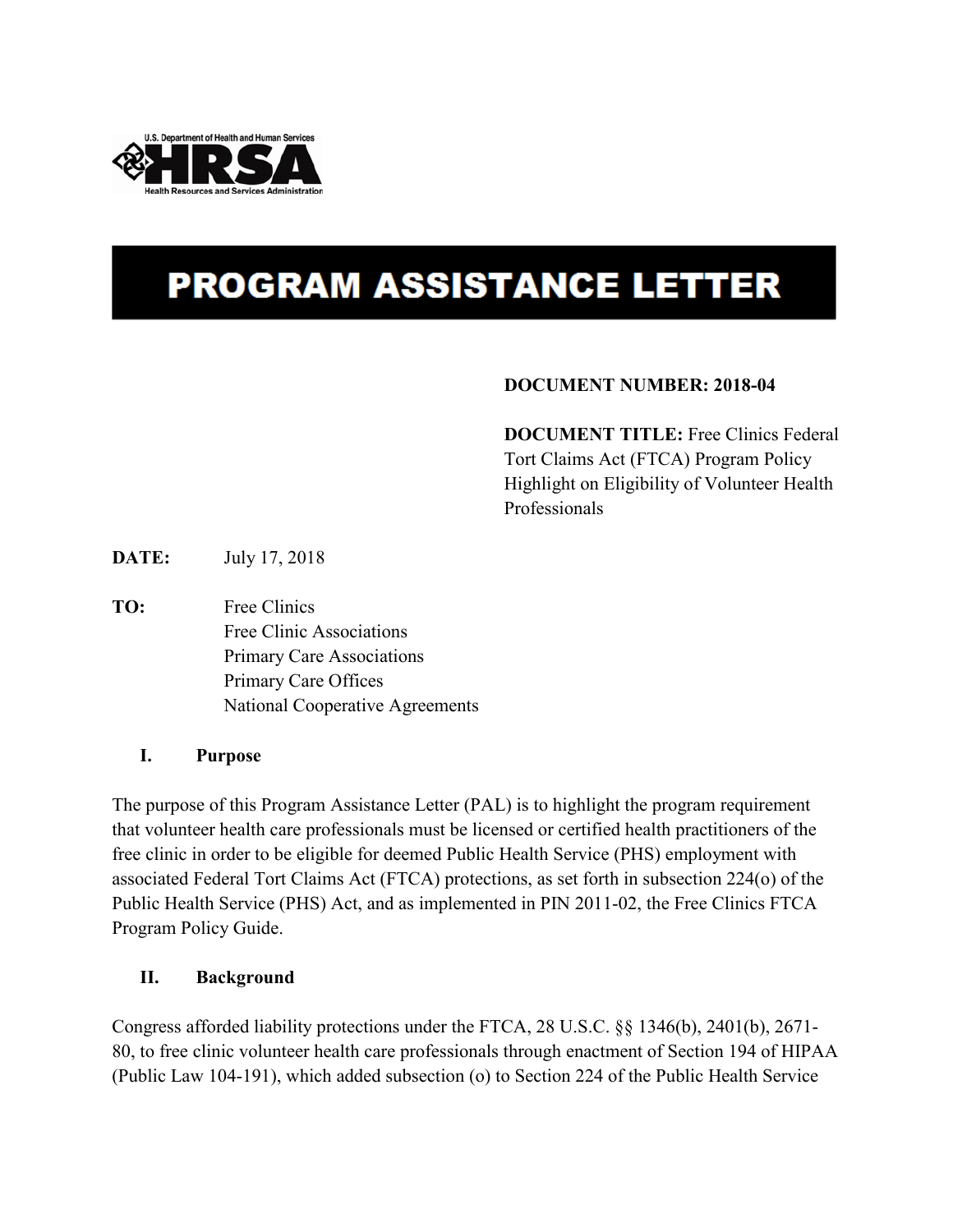U.S. Department of Health and Human Services

**HRSA**

Health Resources and Services Administration

# PROGRAM ASSISTANCE LETTER

**DOCUMENT NUMBER: 2018-04**

**DOCUMENT TITLE:** Free Clinics Federal Tort Claims Act (FTCA) Program Policy Highlight on Eligibility of Volunteer Health Professionals

**DATE:** July 17, 2018

**TO:** Free Clinics
Free Clinic Associations
Primary Care Associations
Primary Care Offices
National Cooperative Agreements

## I. Purpose

The purpose of this Program Assistance Letter (PAL) is to highlight the program requirement that volunteer health care professionals must be licensed or certified health practitioners of the free clinic in order to be eligible for deemed Public Health Service (PHS) employment with associated Federal Tort Claims Act (FTCA) protections, as set forth in subsection 224(o) of the Public Health Service (PHS) Act, and as implemented in PIN 2011-02, the Free Clinics FTCA Program Policy Guide.

## II. Background

Congress afforded liability protections under the FTCA, 28 U.S.C. §§ 1346(b), 2401(b), 2671-80, to free clinic volunteer health care professionals through enactment of Section 194 of HIPAA (Public Law 104-191), which added subsection (o) to Section 224 of the Public Health Service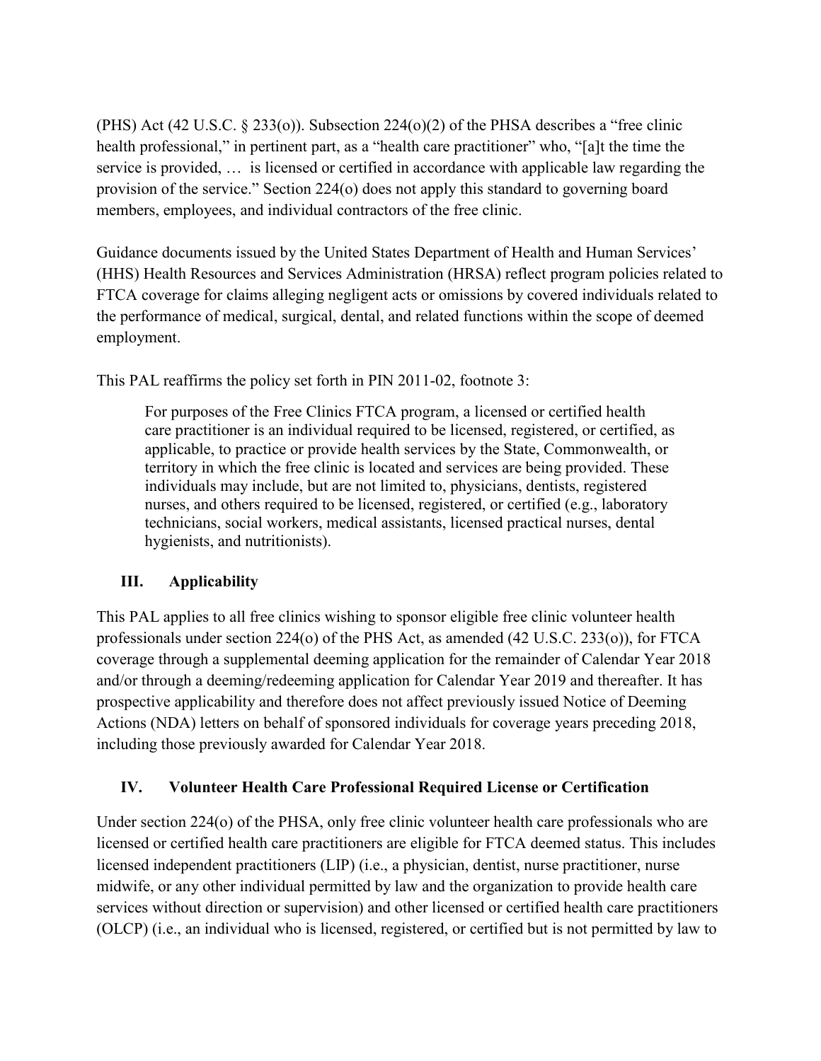(PHS) Act (42 U.S.C. § 233(o)). Subsection 224(o)(2) of the PHSA describes a "free clinic health professional," in pertinent part, as a "health care practitioner" who, "[a]t the time the service is provided, … is licensed or certified in accordance with applicable law regarding the provision of the service." Section 224(o) does not apply this standard to governing board members, employees, and individual contractors of the free clinic.

Guidance documents issued by the United States Department of Health and Human Services' (HHS) Health Resources and Services Administration (HRSA) reflect program policies related to FTCA coverage for claims alleging negligent acts or omissions by covered individuals related to the performance of medical, surgical, dental, and related functions within the scope of deemed employment.

This PAL reaffirms the policy set forth in PIN 2011-02, footnote 3:

> For purposes of the Free Clinics FTCA program, a licensed or certified health care practitioner is an individual required to be licensed, registered, or certified, as applicable, to practice or provide health services by the State, Commonwealth, or territory in which the free clinic is located and services are being provided. These individuals may include, but are not limited to, physicians, dentists, registered nurses, and others required to be licensed, registered, or certified (e.g., laboratory technicians, social workers, medical assistants, licensed practical nurses, dental hygienists, and nutritionists).

## III. Applicability

This PAL applies to all free clinics wishing to sponsor eligible free clinic volunteer health professionals under section 224(o) of the PHS Act, as amended (42 U.S.C. 233(o)), for FTCA coverage through a supplemental deeming application for the remainder of Calendar Year 2018 and/or through a deeming/redeeming application for Calendar Year 2019 and thereafter. It has prospective applicability and therefore does not affect previously issued Notice of Deeming Actions (NDA) letters on behalf of sponsored individuals for coverage years preceding 2018, including those previously awarded for Calendar Year 2018.

## IV. Volunteer Health Care Professional Required License or Certification

Under section 224(o) of the PHSA, only free clinic volunteer health care professionals who are licensed or certified health care practitioners are eligible for FTCA deemed status. This includes licensed independent practitioners (LIP) (i.e., a physician, dentist, nurse practitioner, nurse midwife, or any other individual permitted by law and the organization to provide health care services without direction or supervision) and other licensed or certified health care practitioners (OLCP) (i.e., an individual who is licensed, registered, or certified but is not permitted by law to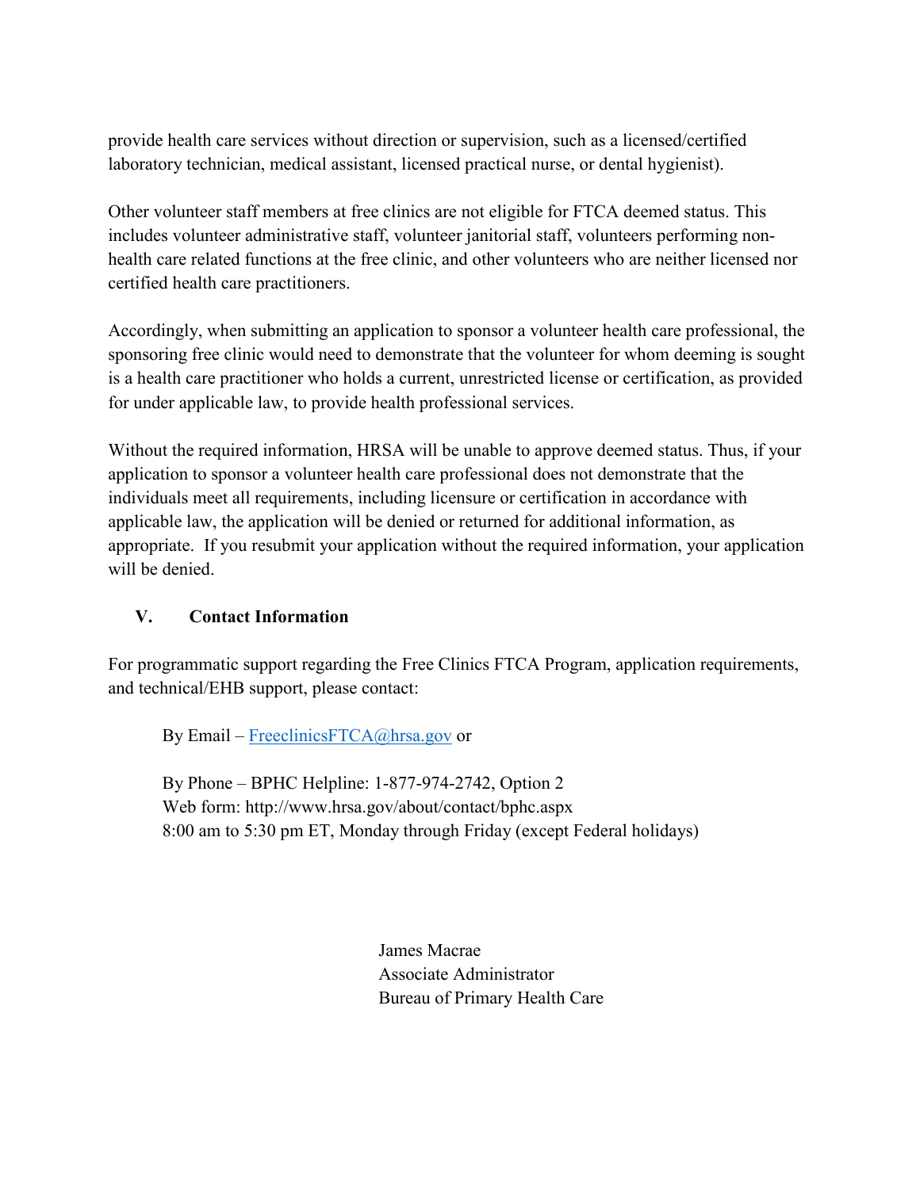provide health care services without direction or supervision, such as a licensed/certified laboratory technician, medical assistant, licensed practical nurse, or dental hygienist).

Other volunteer staff members at free clinics are not eligible for FTCA deemed status. This includes volunteer administrative staff, volunteer janitorial staff, volunteers performing non-health care related functions at the free clinic, and other volunteers who are neither licensed nor certified health care practitioners.

Accordingly, when submitting an application to sponsor a volunteer health care professional, the sponsoring free clinic would need to demonstrate that the volunteer for whom deeming is sought is a health care practitioner who holds a current, unrestricted license or certification, as provided for under applicable law, to provide health professional services.

Without the required information, HRSA will be unable to approve deemed status. Thus, if your application to sponsor a volunteer health care professional does not demonstrate that the individuals meet all requirements, including licensure or certification in accordance with applicable law, the application will be denied or returned for additional information, as appropriate. If you resubmit your application without the required information, your application will be denied.

## V. Contact Information

For programmatic support regarding the Free Clinics FTCA Program, application requirements, and technical/EHB support, please contact:

> By Email – FreeclinicsFTCA@hrsa.gov or
>
> By Phone – BPHC Helpline: 1-877-974-2742, Option 2
> Web form: http://www.hrsa.gov/about/contact/bphc.aspx
> 8:00 am to 5:30 pm ET, Monday through Friday (except Federal holidays)

James Macrae
Associate Administrator
Bureau of Primary Health Care